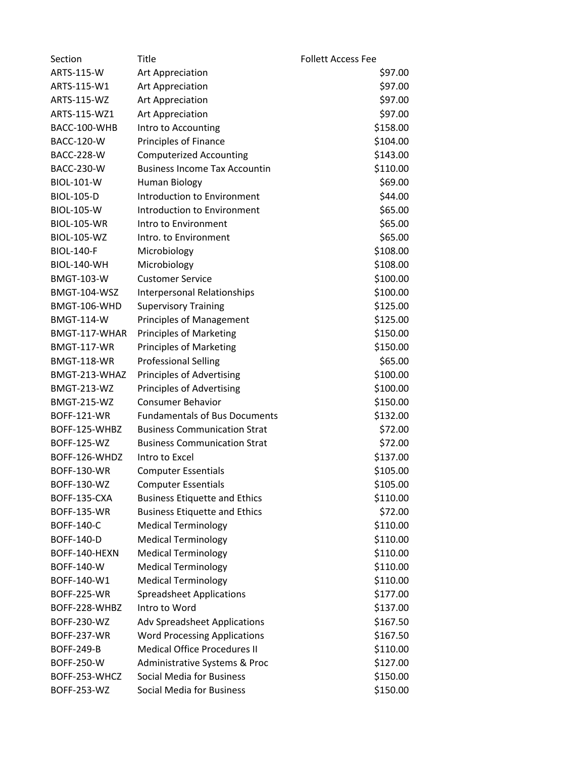| Section | Title | Follett Access Fee |
| --- | --- | --- |
| ARTS-115-W | Art Appreciation | $97.00 |
| ARTS-115-W1 | Art Appreciation | $97.00 |
| ARTS-115-WZ | Art Appreciation | $97.00 |
| ARTS-115-WZ1 | Art Appreciation | $97.00 |
| BACC-100-WHB | Intro to Accounting | $158.00 |
| BACC-120-W | Principles of Finance | $104.00 |
| BACC-228-W | Computerized Accounting | $143.00 |
| BACC-230-W | Business Income Tax Accountin | $110.00 |
| BIOL-101-W | Human Biology | $69.00 |
| BIOL-105-D | Introduction to Environment | $44.00 |
| BIOL-105-W | Introduction to Environment | $65.00 |
| BIOL-105-WR | Intro to Environment | $65.00 |
| BIOL-105-WZ | Intro. to Environment | $65.00 |
| BIOL-140-F | Microbiology | $108.00 |
| BIOL-140-WH | Microbiology | $108.00 |
| BMGT-103-W | Customer Service | $100.00 |
| BMGT-104-WSZ | Interpersonal Relationships | $100.00 |
| BMGT-106-WHD | Supervisory Training | $125.00 |
| BMGT-114-W | Principles of Management | $125.00 |
| BMGT-117-WHAR | Principles of Marketing | $150.00 |
| BMGT-117-WR | Principles of Marketing | $150.00 |
| BMGT-118-WR | Professional Selling | $65.00 |
| BMGT-213-WHAZ | Principles of Advertising | $100.00 |
| BMGT-213-WZ | Principles of Advertising | $100.00 |
| BMGT-215-WZ | Consumer Behavior | $150.00 |
| BOFF-121-WR | Fundamentals of Bus Documents | $132.00 |
| BOFF-125-WHBZ | Business Communication Strat | $72.00 |
| BOFF-125-WZ | Business Communication Strat | $72.00 |
| BOFF-126-WHDZ | Intro to Excel | $137.00 |
| BOFF-130-WR | Computer Essentials | $105.00 |
| BOFF-130-WZ | Computer Essentials | $105.00 |
| BOFF-135-CXA | Business Etiquette and Ethics | $110.00 |
| BOFF-135-WR | Business Etiquette and Ethics | $72.00 |
| BOFF-140-C | Medical Terminology | $110.00 |
| BOFF-140-D | Medical Terminology | $110.00 |
| BOFF-140-HEXN | Medical Terminology | $110.00 |
| BOFF-140-W | Medical Terminology | $110.00 |
| BOFF-140-W1 | Medical Terminology | $110.00 |
| BOFF-225-WR | Spreadsheet Applications | $177.00 |
| BOFF-228-WHBZ | Intro to Word | $137.00 |
| BOFF-230-WZ | Adv Spreadsheet Applications | $167.50 |
| BOFF-237-WR | Word Processing Applications | $167.50 |
| BOFF-249-B | Medical Office Procedures II | $110.00 |
| BOFF-250-W | Administrative Systems & Proc | $127.00 |
| BOFF-253-WHCZ | Social Media for Business | $150.00 |
| BOFF-253-WZ | Social Media for Business | $150.00 |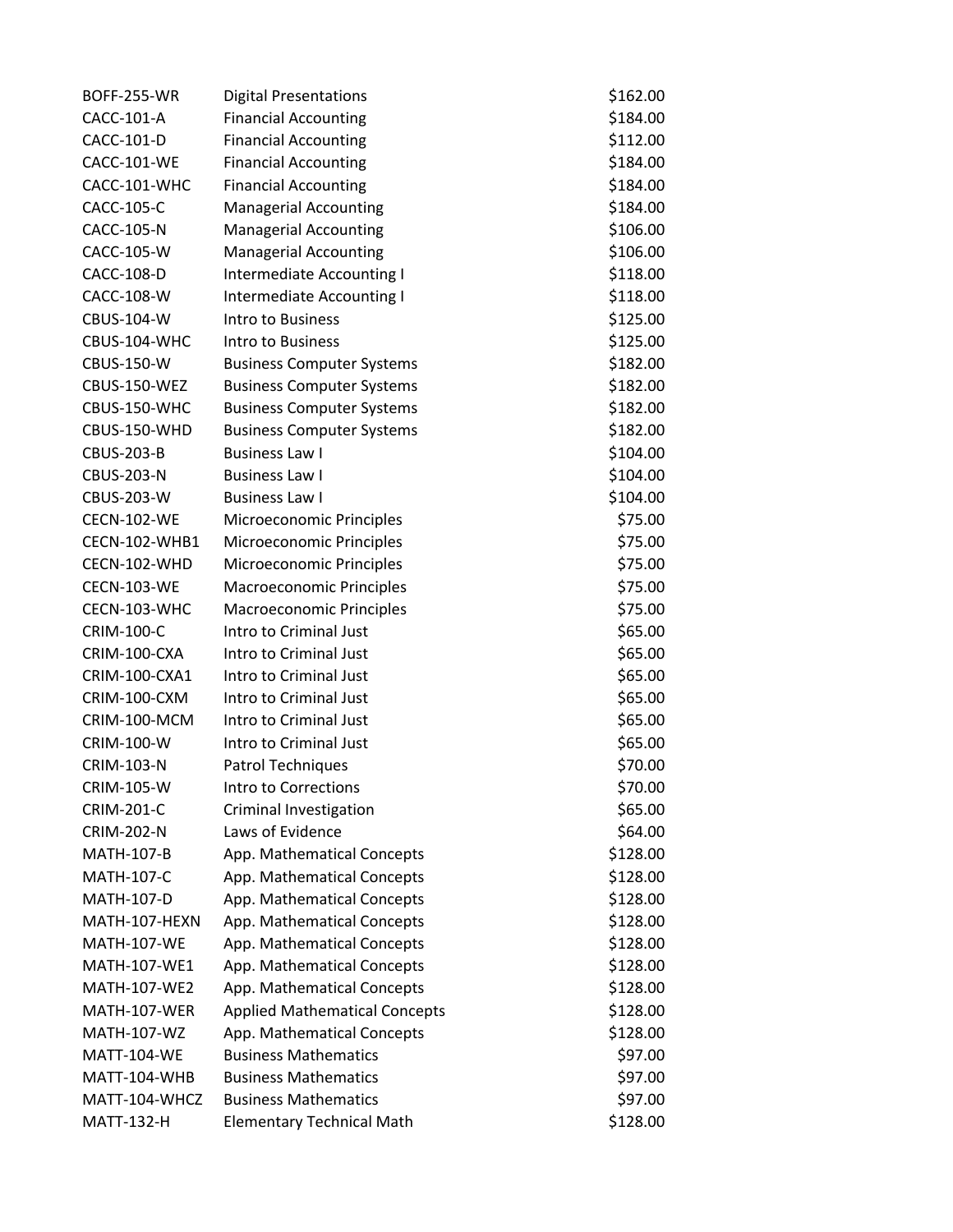| | | |
|---|---|---|
| BOFF-255-WR | Digital Presentations | $162.00 |
| CACC-101-A | Financial Accounting | $184.00 |
| CACC-101-D | Financial Accounting | $112.00 |
| CACC-101-WE | Financial Accounting | $184.00 |
| CACC-101-WHC | Financial Accounting | $184.00 |
| CACC-105-C | Managerial Accounting | $184.00 |
| CACC-105-N | Managerial Accounting | $106.00 |
| CACC-105-W | Managerial Accounting | $106.00 |
| CACC-108-D | Intermediate Accounting I | $118.00 |
| CACC-108-W | Intermediate Accounting I | $118.00 |
| CBUS-104-W | Intro to Business | $125.00 |
| CBUS-104-WHC | Intro to Business | $125.00 |
| CBUS-150-W | Business Computer Systems | $182.00 |
| CBUS-150-WEZ | Business Computer Systems | $182.00 |
| CBUS-150-WHC | Business Computer Systems | $182.00 |
| CBUS-150-WHD | Business Computer Systems | $182.00 |
| CBUS-203-B | Business Law I | $104.00 |
| CBUS-203-N | Business Law I | $104.00 |
| CBUS-203-W | Business Law I | $104.00 |
| CECN-102-WE | Microeconomic Principles | $75.00 |
| CECN-102-WHB1 | Microeconomic Principles | $75.00 |
| CECN-102-WHD | Microeconomic Principles | $75.00 |
| CECN-103-WE | Macroeconomic Principles | $75.00 |
| CECN-103-WHC | Macroeconomic Principles | $75.00 |
| CRIM-100-C | Intro to Criminal Just | $65.00 |
| CRIM-100-CXA | Intro to Criminal Just | $65.00 |
| CRIM-100-CXA1 | Intro to Criminal Just | $65.00 |
| CRIM-100-CXM | Intro to Criminal Just | $65.00 |
| CRIM-100-MCM | Intro to Criminal Just | $65.00 |
| CRIM-100-W | Intro to Criminal Just | $65.00 |
| CRIM-103-N | Patrol Techniques | $70.00 |
| CRIM-105-W | Intro to Corrections | $70.00 |
| CRIM-201-C | Criminal Investigation | $65.00 |
| CRIM-202-N | Laws of Evidence | $64.00 |
| MATH-107-B | App. Mathematical Concepts | $128.00 |
| MATH-107-C | App. Mathematical Concepts | $128.00 |
| MATH-107-D | App. Mathematical Concepts | $128.00 |
| MATH-107-HEXN | App. Mathematical Concepts | $128.00 |
| MATH-107-WE | App. Mathematical Concepts | $128.00 |
| MATH-107-WE1 | App. Mathematical Concepts | $128.00 |
| MATH-107-WE2 | App. Mathematical Concepts | $128.00 |
| MATH-107-WER | Applied Mathematical Concepts | $128.00 |
| MATH-107-WZ | App. Mathematical Concepts | $128.00 |
| MATT-104-WE | Business Mathematics | $97.00 |
| MATT-104-WHB | Business Mathematics | $97.00 |
| MATT-104-WHCZ | Business Mathematics | $97.00 |
| MATT-132-H | Elementary Technical Math | $128.00 |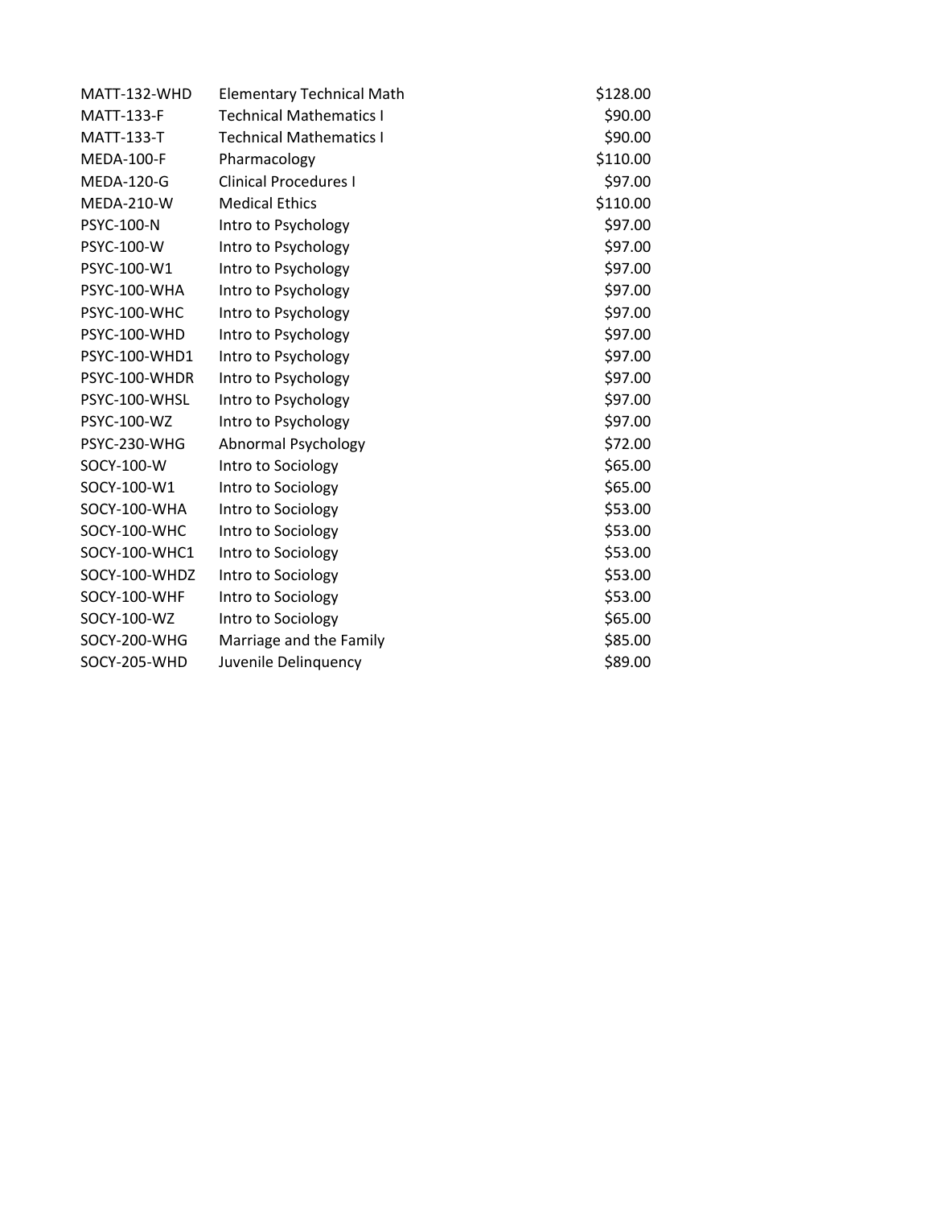| | | |
|---|---|---|
| MATT-132-WHD | Elementary Technical Math | $128.00 |
| MATT-133-F | Technical Mathematics I | $90.00 |
| MATT-133-T | Technical Mathematics I | $90.00 |
| MEDA-100-F | Pharmacology | $110.00 |
| MEDA-120-G | Clinical Procedures I | $97.00 |
| MEDA-210-W | Medical Ethics | $110.00 |
| PSYC-100-N | Intro to Psychology | $97.00 |
| PSYC-100-W | Intro to Psychology | $97.00 |
| PSYC-100-W1 | Intro to Psychology | $97.00 |
| PSYC-100-WHA | Intro to Psychology | $97.00 |
| PSYC-100-WHC | Intro to Psychology | $97.00 |
| PSYC-100-WHD | Intro to Psychology | $97.00 |
| PSYC-100-WHD1 | Intro to Psychology | $97.00 |
| PSYC-100-WHDR | Intro to Psychology | $97.00 |
| PSYC-100-WHSL | Intro to Psychology | $97.00 |
| PSYC-100-WZ | Intro to Psychology | $97.00 |
| PSYC-230-WHG | Abnormal Psychology | $72.00 |
| SOCY-100-W | Intro to Sociology | $65.00 |
| SOCY-100-W1 | Intro to Sociology | $65.00 |
| SOCY-100-WHA | Intro to Sociology | $53.00 |
| SOCY-100-WHC | Intro to Sociology | $53.00 |
| SOCY-100-WHC1 | Intro to Sociology | $53.00 |
| SOCY-100-WHDZ | Intro to Sociology | $53.00 |
| SOCY-100-WHF | Intro to Sociology | $53.00 |
| SOCY-100-WZ | Intro to Sociology | $65.00 |
| SOCY-200-WHG | Marriage and the Family | $85.00 |
| SOCY-205-WHD | Juvenile Delinquency | $89.00 |